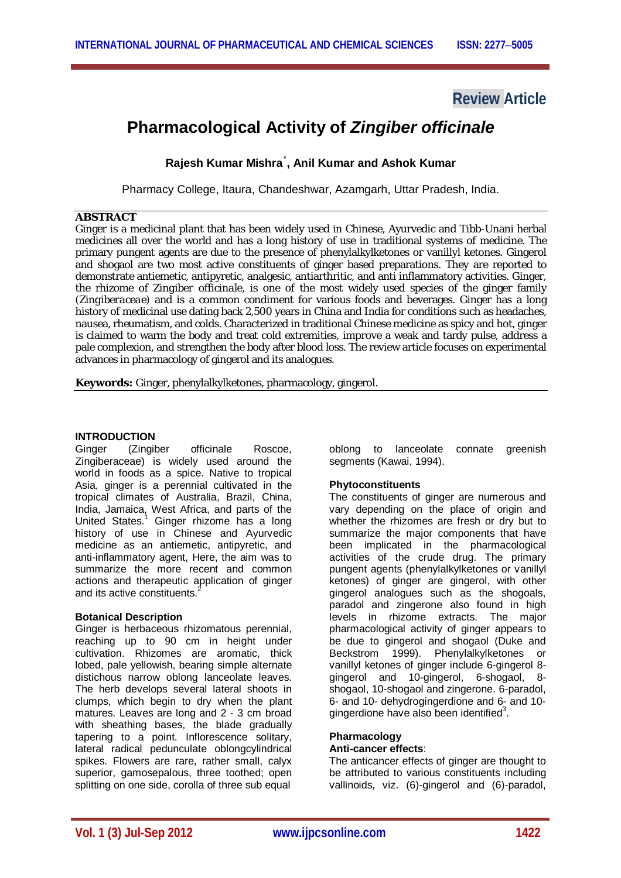Review Article

# Pharmacological Activity of *Zingiber officinale*

**Rajesh Kumar Mishra*, Anil Kumar and Ashok Kumar**

Pharmacy College, Itaura, Chandeshwar, Azamgarh, Uttar Pradesh, India.

## ABSTRACT

Ginger is a medicinal plant that has been widely used in Chinese, Ayurvedic and Tibb-Unani herbal medicines all over the world and has a long history of use in traditional systems of medicine. The primary pungent agents are due to the presence of phenylalkylketones or vanillyl ketones. Gingerol and shogaol are two most active constituents of ginger based preparations. They are reported to demonstrate antiemetic, antipyretic, analgesic, antiarthritic, and anti inflammatory activities. Ginger, the rhizome of Zingiber officinale, is one of the most widely used species of the ginger family (*Zingiberaceae*) and is a common condiment for various foods and beverages. Ginger has a long history of medicinal use dating back 2,500 years in China and India for conditions such as headaches, nausea, rheumatism, and colds. Characterized in traditional Chinese medicine as spicy and hot, ginger is claimed to warm the body and treat cold extremities, improve a weak and tardy pulse, address a pale complexion, and strengthen the body after blood loss. The review article focuses on experimental advances in pharmacology of gingerol and its analogues.

**Keywords:** Ginger, phenylalkylketones, pharmacology, gingerol.

## INTRODUCTION

Ginger (Zingiber officinale Roscoe, Zingiberaceae) is widely used around the world in foods as a spice. Native to tropical Asia, ginger is a perennial cultivated in the tropical climates of Australia, Brazil, China, India, Jamaica, West Africa, and parts of the United States.[1] Ginger rhizome has a long history of use in Chinese and Ayurvedic medicine as an antiemetic, antipyretic, and anti-inflammatory agent, Here, the aim was to summarize the more recent and common actions and therapeutic application of ginger and its active constituents.[2]

### Botanical Description

Ginger is herbaceous rhizomatous perennial, reaching up to 90 cm in height under cultivation. Rhizomes are aromatic, thick lobed, pale yellowish, bearing simple alternate distichous narrow oblong lanceolate leaves. The herb develops several lateral shoots in clumps, which begin to dry when the plant matures. Leaves are long and 2 - 3 cm broad with sheathing bases, the blade gradually tapering to a point. Inflorescence solitary, lateral radical pedunculate oblongcylindrical spikes. Flowers are rare, rather small, calyx superior, gamosepalous, three toothed; open splitting on one side, corolla of three sub equal oblong to lanceolate connate greenish segments (Kawai, 1994).

### Phytoconstituents

The constituents of ginger are numerous and vary depending on the place of origin and whether the rhizomes are fresh or dry but to summarize the major components that have been implicated in the pharmacological activities of the crude drug. The primary pungent agents (phenylalkylketones or vanillyl ketones) of ginger are gingerol, with other gingerol analogues such as the shogaols, paradol and zingerone also found in high levels in rhizome extracts. The major pharmacological activity of ginger appears to be due to gingerol and shogaol (Duke and Beckstrom 1999). Phenylalkylketones or vanillyl ketones of ginger include 6-gingerol 8-gingerol and 10-gingerol, 6-shogaol, 8-shogaol, 10-shogaol and zingerone. 6-paradol, 6- and 10- dehydrogingerdione and 6- and 10-gingerdione have also been identified[3].

### Pharmacology

**Anti-cancer effects**:

The anticancer effects of ginger are thought to be attributed to various constituents including vallinoids, viz. (6)-gingerol and (6)-paradol,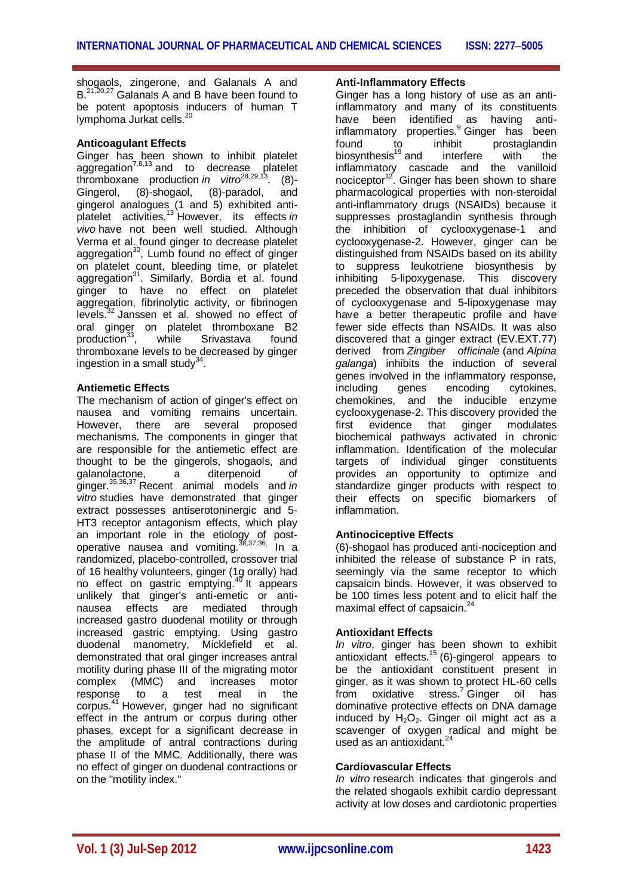shogaols, zingerone, and Galanals A and B.[21,20,27] Galanals A and B have been found to be potent apoptosis inducers of human T lymphoma Jurkat cells.[20]

### Anticoagulant Effects

Ginger has been shown to inhibit platelet aggregation[7,8,13] and to decrease platelet thromboxane production *in vitro*[28,29,13]. (8)-Gingerol, (8)-shogaol, (8)-paradol, and gingerol analogues (1 and 5) exhibited anti-platelet activities.[13] However, its effects *in vivo* have not been well studied. Although Verma et al. found ginger to decrease platelet aggregation[30], Lumb found no effect of ginger on platelet count, bleeding time, or platelet aggregation[31]. Similarly, Bordia et al. found ginger to have no effect on platelet aggregation, fibrinolytic activity, or fibrinogen levels.[32] Janssen et al. showed no effect of oral ginger on platelet thromboxane B2 production[33], while Srivastava found thromboxane levels to be decreased by ginger ingestion in a small study[34].

### Antiemetic Effects

The mechanism of action of ginger's effect on nausea and vomiting remains uncertain. However, there are several proposed mechanisms. The components in ginger that are responsible for the antiemetic effect are thought to be the gingerols, shogaols, and galanolactone, a diterpenoid of ginger.[35,36,37] Recent animal models and *in vitro* studies have demonstrated that ginger extract possesses antiserotoninergic and 5-HT3 receptor antagonism effects, which play an important role in the etiology of post-operative nausea and vomiting.[38,37,36.] In a randomized, placebo-controlled, crossover trial of 16 healthy volunteers, ginger (1g orally) had no effect on gastric emptying.[40] It appears unlikely that ginger's anti-emetic or anti-nausea effects are mediated through increased gastro duodenal motility or through increased gastric emptying. Using gastro duodenal manometry, Micklefield et al. demonstrated that oral ginger increases antral motility during phase III of the migrating motor complex (MMC) and increases motor response to a test meal in the corpus.[41] However, ginger had no significant effect in the antrum or corpus during other phases, except for a significant decrease in the amplitude of antral contractions during phase II of the MMC. Additionally, there was no effect of ginger on duodenal contractions or on the "motility index."

### Anti-Inflammatory Effects

Ginger has a long history of use as an anti-inflammatory and many of its constituents have been identified as having anti-inflammatory properties.[9] Ginger has been found to inhibit prostaglandin biosynthesis[19] and interfere with the inflammatory cascade and the vanilloid nociceptor[12]. Ginger has been shown to share pharmacological properties with non-steroidal anti-inflammatory drugs (NSAIDs) because it suppresses prostaglandin synthesis through the inhibition of cyclooxygenase-1 and cyclooxygenase-2. However, ginger can be distinguished from NSAIDs based on its ability to suppress leukotriene biosynthesis by inhibiting 5-lipoxygenase. This discovery preceded the observation that dual inhibitors of cyclooxygenase and 5-lipoxygenase may have a better therapeutic profile and have fewer side effects than NSAIDs. It was also discovered that a ginger extract (EV.EXT.77) derived from *Zingiber officinale* (and *Alpina galanga*) inhibits the induction of several genes involved in the inflammatory response, including genes encoding cytokines, chemokines, and the inducible enzyme cyclooxygenase-2. This discovery provided the first evidence that ginger modulates biochemical pathways activated in chronic inflammation. Identification of the molecular targets of individual ginger constituents provides an opportunity to optimize and standardize ginger products with respect to their effects on specific biomarkers of inflammation.

### Antinociceptive Effects

(6)-shogaol has produced anti-nociception and inhibited the release of substance P in rats, seemingly via the same receptor to which capsaicin binds. However, it was observed to be 100 times less potent and to elicit half the maximal effect of capsaicin.[24]

### Antioxidant Effects

*In vitro*, ginger has been shown to exhibit antioxidant effects.[15] (6)-gingerol appears to be the antioxidant constituent present in ginger, as it was shown to protect HL-60 cells from oxidative stress.[7] Ginger oil has dominative protective effects on DNA damage induced by $H_2O_2$. Ginger oil might act as a scavenger of oxygen radical and might be used as an antioxidant.[24]

### Cardiovascular Effects

*In vitro* research indicates that gingerols and the related shogaols exhibit cardio depressant activity at low doses and cardiotonic properties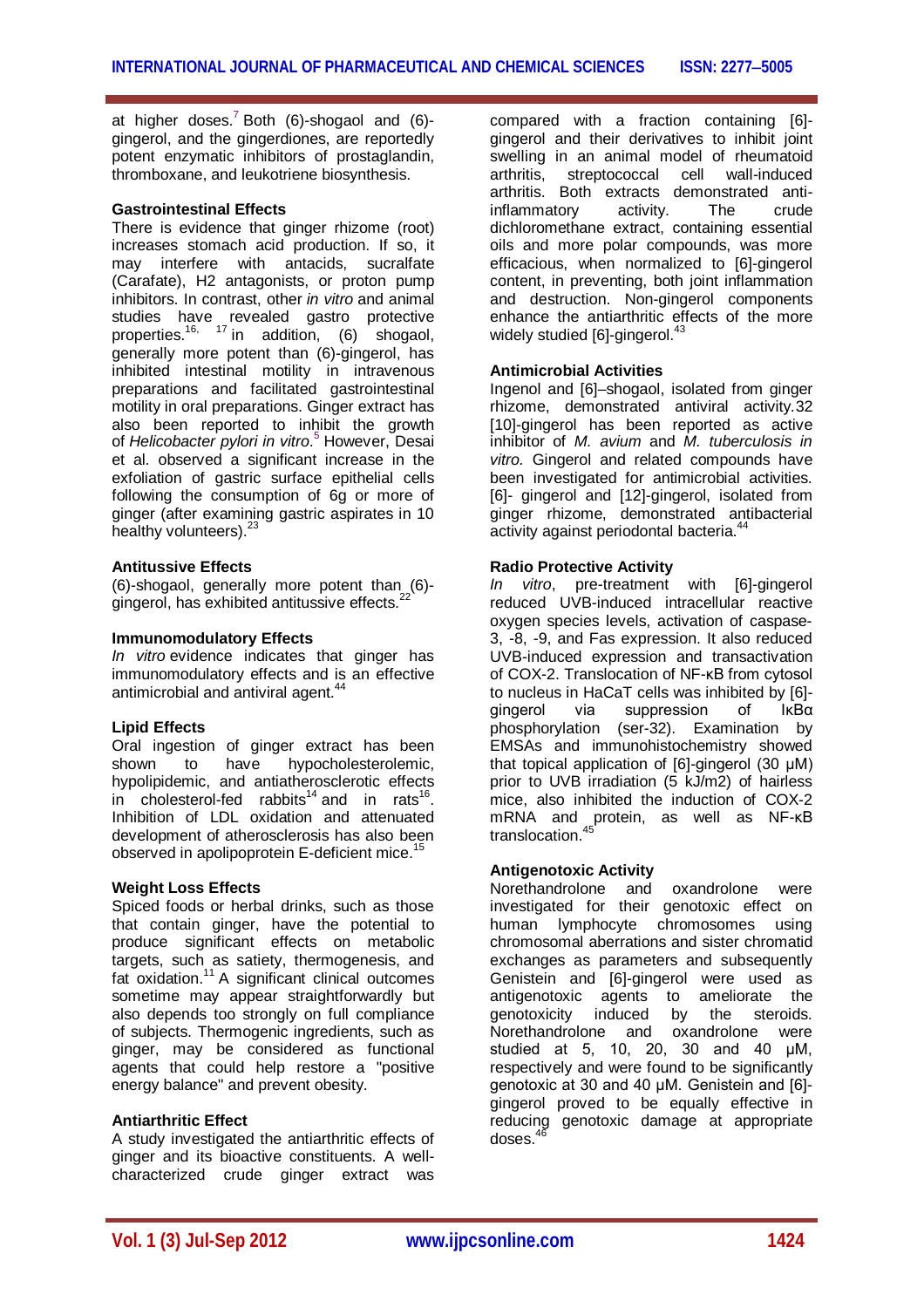at higher doses.[7] Both (6)-shogaol and (6)-gingerol, and the gingerdiones, are reportedly potent enzymatic inhibitors of prostaglandin, thromboxane, and leukotriene biosynthesis.

### Gastrointestinal Effects

There is evidence that ginger rhizome (root) increases stomach acid production. If so, it may interfere with antacids, sucralfate (Carafate), H2 antagonists, or proton pump inhibitors. In contrast, other *in vitro* and animal studies have revealed gastro protective properties.[16, 17] in addition, (6) shogaol, generally more potent than (6)-gingerol, has inhibited intestinal motility in intravenous preparations and facilitated gastrointestinal motility in oral preparations. Ginger extract has also been reported to inhibit the growth of *Helicobacter pylori in vitro*.[5] However, Desai et al. observed a significant increase in the exfoliation of gastric surface epithelial cells following the consumption of 6g or more of ginger (after examining gastric aspirates in 10 healthy volunteers).[23]

### Antitussive Effects

(6)-shogaol, generally more potent than (6)-gingerol, has exhibited antitussive effects.[22]

### Immunomodulatory Effects

*In vitro* evidence indicates that ginger has immunomodulatory effects and is an effective antimicrobial and antiviral agent.[44]

### Lipid Effects

Oral ingestion of ginger extract has been shown to have hypocholesterolemic, hypolipidemic, and antiatherosclerotic effects in cholesterol-fed rabbits[14] and in rats[16]. Inhibition of LDL oxidation and attenuated development of atherosclerosis has also been observed in apolipoprotein E-deficient mice.[15]

### Weight Loss Effects

Spiced foods or herbal drinks, such as those that contain ginger, have the potential to produce significant effects on metabolic targets, such as satiety, thermogenesis, and fat oxidation.[11] A significant clinical outcomes sometime may appear straightforwardly but also depends too strongly on full compliance of subjects. Thermogenic ingredients, such as ginger, may be considered as functional agents that could help restore a "positive energy balance" and prevent obesity.

### Antiarthritic Effect

A study investigated the antiarthritic effects of ginger and its bioactive constituents. A well-characterized crude ginger extract was compared with a fraction containing [6]-gingerol and their derivatives to inhibit joint swelling in an animal model of rheumatoid arthritis, streptococcal cell wall-induced arthritis. Both extracts demonstrated anti-inflammatory activity. The crude dichloromethane extract, containing essential oils and more polar compounds, was more efficacious, when normalized to [6]-gingerol content, in preventing, both joint inflammation and destruction. Non-gingerol components enhance the antiarthritic effects of the more widely studied [6]-gingerol.[43]

### Antimicrobial Activities

Ingenol and [6]–shogaol, isolated from ginger rhizome, demonstrated antiviral activity.32 [10]-gingerol has been reported as active inhibitor of *M. avium* and *M. tuberculosis in vitro.* Gingerol and related compounds have been investigated for antimicrobial activities. [6]- gingerol and [12]-gingerol, isolated from ginger rhizome, demonstrated antibacterial activity against periodontal bacteria.[44]

### Radio Protective Activity

*In vitro*, pre-treatment with [6]-gingerol reduced UVB-induced intracellular reactive oxygen species levels, activation of caspase-3, -8, -9, and Fas expression. It also reduced UVB-induced expression and transactivation of COX-2. Translocation of NF-κB from cytosol to nucleus in HaCaT cells was inhibited by [6]-gingerol via suppression of IκBα phosphorylation (ser-32). Examination by EMSAs and immunohistochemistry showed that topical application of [6]-gingerol (30 μM) prior to UVB irradiation (5 kJ/m2) of hairless mice, also inhibited the induction of COX-2 mRNA and protein, as well as NF-κB translocation.[45]

### Antigenotoxic Activity

Norethandrolone and oxandrolone were investigated for their genotoxic effect on human lymphocyte chromosomes using chromosomal aberrations and sister chromatid exchanges as parameters and subsequently Genistein and [6]-gingerol were used as antigenotoxic agents to ameliorate the genotoxicity induced by the steroids. Norethandrolone and oxandrolone were studied at 5, 10, 20, 30 and 40 μM, respectively and were found to be significantly genotoxic at 30 and 40 μM. Genistein and [6]-gingerol proved to be equally effective in reducing genotoxic damage at appropriate doses.[46]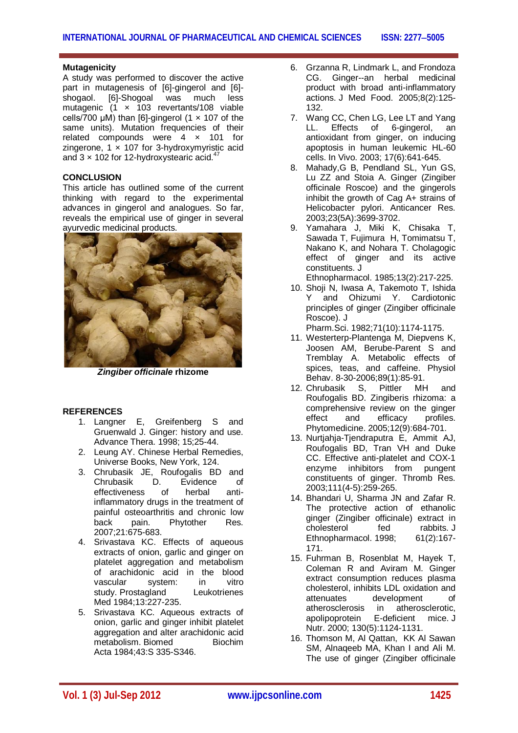### Mutagenicity

A study was performed to discover the active part in mutagenesis of [6]-gingerol and [6]-shogaol. [6]-Shogoal was much less mutagenic ($1 \times 10^3$ revertants/$10^8$ viable cells/700 μM) than [6]-gingerol ($1 \times 10^7$ of the same units). Mutation frequencies of their related compounds were $4 \times 10^1$ for zingerone, $1 \times 10^7$ for 3-hydroxymyristic acid and $3 \times 10^2$ for 12-hydroxystearic acid.[47]

### CONCLUSION

This article has outlined some of the current thinking with regard to the experimental advances in gingerol and analogues. So far, reveals the empirical use of ginger in several ayurvedic medicinal products.

***Zingiber officinale* rhizome**

### REFERENCES

1. Langner E, Greifenberg S and Gruenwald J. Ginger: history and use. Advance Thera. 1998; 15;25-44.
2. Leung AY. Chinese Herbal Remedies, Universe Books, New York, 124.
3. Chrubasik JE, Roufogalis BD and Chrubasik D. Evidence of effectiveness of herbal anti-inflammatory drugs in the treatment of painful osteoarthritis and chronic low back pain. Phytother Res. 2007;21:675-683.
4. Srivastava KC. Effects of aqueous extracts of onion, garlic and ginger on platelet aggregation and metabolism of arachidonic acid in the blood vascular system: in vitro study. Prostagland Leukotrienes Med 1984;13:227-235.
5. Srivastava KC. Aqueous extracts of onion, garlic and ginger inhibit platelet aggregation and alter arachidonic acid metabolism. Biomed Biochim Acta 1984;43:S 335-S346.
6. Grzanna R, Lindmark L, and Frondoza CG. Ginger--an herbal medicinal product with broad anti-inflammatory actions. J Med Food. 2005;8(2):125-132.
7. Wang CC, Chen LG, Lee LT and Yang LL. Effects of 6-gingerol, an antioxidant from ginger, on inducing apoptosis in human leukemic HL-60 cells. In Vivo. 2003; 17(6):641-645.
8. Mahady,G B, Pendland SL, Yun GS, Lu ZZ and Stoia A. Ginger (Zingiber officinale Roscoe) and the gingerols inhibit the growth of Cag A+ strains of Helicobacter pylori. Anticancer Res. 2003;23(5A):3699-3702.
9. Yamahara J, Miki K, Chisaka T, Sawada T, Fujimura H, Tomimatsu T, Nakano K, and Nohara T. Cholagogic effect of ginger and its active constituents. J Ethnopharmacol. 1985;13(2):217-225.
10. Shoji N, Iwasa A, Takemoto T, Ishida Y and Ohizumi Y. Cardiotonic principles of ginger (Zingiber officinale Roscoe). J Pharm.Sci. 1982;71(10):1174-1175.
11. Westerterp-Plantenga M, Diepvens K, Joosen AM, Berube-Parent S and Tremblay A. Metabolic effects of spices, teas, and caffeine. Physiol Behav. 8-30-2006;89(1):85-91.
12. Chrubasik S, Pittler MH and Roufogalis BD. Zingiberis rhizoma: a comprehensive review on the ginger effect and efficacy profiles. Phytomedicine. 2005;12(9):684-701.
13. Nurtjahja-Tjendraputra E, Ammit AJ, Roufogalis BD, Tran VH and Duke CC. Effective anti-platelet and COX-1 enzyme inhibitors from pungent constituents of ginger. Thromb Res. 2003;111(4-5):259-265.
14. Bhandari U, Sharma JN and Zafar R. The protective action of ethanolic ginger (Zingiber officinale) extract in cholesterol fed rabbits. J Ethnopharmacol. 1998; 61(2):167-171.
15. Fuhrman B, Rosenblat M, Hayek T, Coleman R and Aviram M. Ginger extract consumption reduces plasma cholesterol, inhibits LDL oxidation and attenuates development of atherosclerosis in atherosclerotic, apolipoprotein E-deficient mice. J Nutr. 2000; 130(5):1124-1131.
16. Thomson M, Al Qattan, KK Al Sawan SM, Alnaqeeb MA, Khan I and Ali M. The use of ginger (Zingiber officinale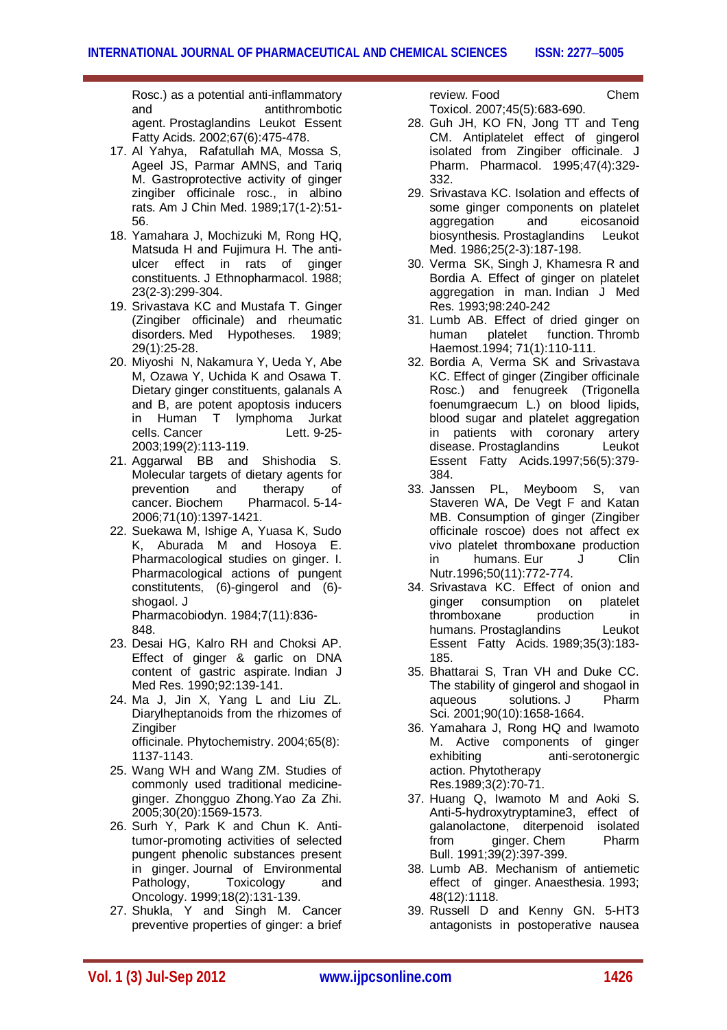Rosc.) as a potential anti-inflammatory and antithrombotic agent. Prostaglandins Leukot Essent Fatty Acids. 2002;67(6):475-478.

17. Al Yahya, Rafatullah MA, Mossa S, Ageel JS, Parmar AMNS, and Tariq M. Gastroprotective activity of ginger zingiber officinale rosc., in albino rats. Am J Chin Med. 1989;17(1-2):51-56.
18. Yamahara J, Mochizuki M, Rong HQ, Matsuda H and Fujimura H. The anti-ulcer effect in rats of ginger constituents. J Ethnopharmacol. 1988; 23(2-3):299-304.
19. Srivastava KC and Mustafa T. Ginger (Zingiber officinale) and rheumatic disorders. Med Hypotheses. 1989; 29(1):25-28.
20. Miyoshi N, Nakamura Y, Ueda Y, Abe M, Ozawa Y, Uchida K and Osawa T. Dietary ginger constituents, galanals A and B, are potent apoptosis inducers in Human T lymphoma Jurkat cells. Cancer Lett. 9-25-2003;199(2):113-119.
21. Aggarwal BB and Shishodia S. Molecular targets of dietary agents for prevention and therapy of cancer. Biochem Pharmacol. 5-14-2006;71(10):1397-1421.
22. Suekawa M, Ishige A, Yuasa K, Sudo K, Aburada M and Hosoya E. Pharmacological studies on ginger. I. Pharmacological actions of pungent constitutents, (6)-gingerol and (6)-shogaol. J Pharmacobiodyn. 1984;7(11):836-848.
23. Desai HG, Kalro RH and Choksi AP. Effect of ginger & garlic on DNA content of gastric aspirate. Indian J Med Res. 1990;92:139-141.
24. Ma J, Jin X, Yang L and Liu ZL. Diarylheptanoids from the rhizomes of Zingiber officinale. Phytochemistry. 2004;65(8): 1137-1143.
25. Wang WH and Wang ZM. Studies of commonly used traditional medicine-ginger. Zhongguo Zhong.Yao Za Zhi. 2005;30(20):1569-1573.
26. Surh Y, Park K and Chun K. Anti-tumor-promoting activities of selected pungent phenolic substances present in ginger. Journal of Environmental Pathology, Toxicology and Oncology. 1999;18(2):131-139.
27. Shukla, Y and Singh M. Cancer preventive properties of ginger: a brief review. Food Chem Toxicol. 2007;45(5):683-690.
28. Guh JH, KO FN, Jong TT and Teng CM. Antiplatelet effect of gingerol isolated from Zingiber officinale. J Pharm. Pharmacol. 1995;47(4):329-332.
29. Srivastava KC. Isolation and effects of some ginger components on platelet aggregation and eicosanoid biosynthesis. Prostaglandins Leukot Med. 1986;25(2-3):187-198.
30. Verma SK, Singh J, Khamesra R and Bordia A. Effect of ginger on platelet aggregation in man. Indian J Med Res. 1993;98:240-242
31. Lumb AB. Effect of dried ginger on human platelet function. Thromb Haemost.1994; 71(1):110-111.
32. Bordia A, Verma SK and Srivastava KC. Effect of ginger (Zingiber officinale Rosc.) and fenugreek (Trigonella foenumgraecum L.) on blood lipids, blood sugar and platelet aggregation in patients with coronary artery disease. Prostaglandins Leukot Essent Fatty Acids.1997;56(5):379-384.
33. Janssen PL, Meyboom S, van Staveren WA, De Vegt F and Katan MB. Consumption of ginger (Zingiber officinale roscoe) does not affect ex vivo platelet thromboxane production in humans. Eur J Clin Nutr.1996;50(11):772-774.
34. Srivastava KC. Effect of onion and ginger consumption on platelet thromboxane production in humans. Prostaglandins Leukot Essent Fatty Acids. 1989;35(3):183-185.
35. Bhattarai S, Tran VH and Duke CC. The stability of gingerol and shogaol in aqueous solutions. J Pharm Sci. 2001;90(10):1658-1664.
36. Yamahara J, Rong HQ and Iwamoto M. Active components of ginger exhibiting anti-serotonergic action. Phytotherapy Res.1989;3(2):70-71.
37. Huang Q, Iwamoto M and Aoki S. Anti-5-hydroxytryptamine3, effect of galanolactone, diterpenoid isolated from ginger. Chem Pharm Bull. 1991;39(2):397-399.
38. Lumb AB. Mechanism of antiemetic effect of ginger. Anaesthesia. 1993; 48(12):1118.
39. Russell D and Kenny GN. 5-HT3 antagonists in postoperative nausea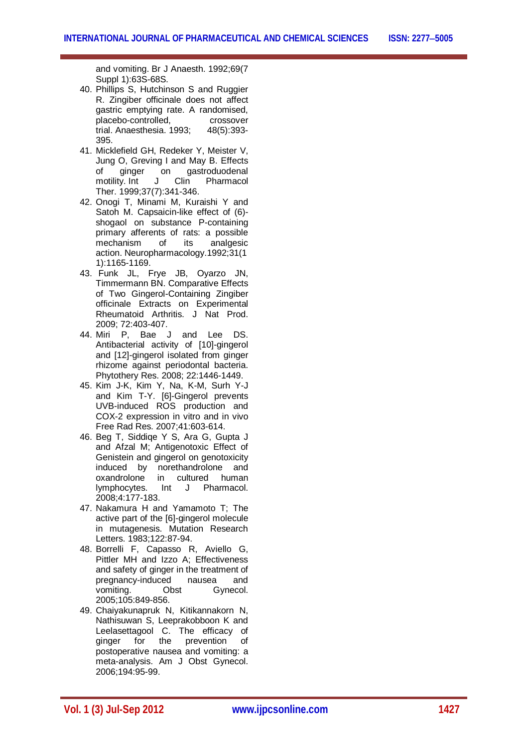and vomiting. Br J Anaesth. 1992;69(7 Suppl 1):63S-68S.

40. Phillips S, Hutchinson S and Ruggier R. Zingiber officinale does not affect gastric emptying rate. A randomised, placebo-controlled, crossover trial. Anaesthesia. 1993; 48(5):393-395.
41. Micklefield GH, Redeker Y, Meister V, Jung O, Greving I and May B. Effects of ginger on gastroduodenal motility. Int J Clin Pharmacol Ther. 1999;37(7):341-346.
42. Onogi T, Minami M, Kuraishi Y and Satoh M. Capsaicin-like effect of (6)-shogaol on substance P-containing primary afferents of rats: a possible mechanism of its analgesic action. Neuropharmacology.1992;31(11):1165-1169.
43. Funk JL, Frye JB, Oyarzo JN, Timmermann BN. Comparative Effects of Two Gingerol-Containing Zingiber officinale Extracts on Experimental Rheumatoid Arthritis. J Nat Prod. 2009; 72:403-407.
44. Miri P, Bae J and Lee DS. Antibacterial activity of [10]-gingerol and [12]-gingerol isolated from ginger rhizome against periodontal bacteria. Phytothery Res. 2008; 22:1446-1449.
45. Kim J-K, Kim Y, Na, K-M, Surh Y-J and Kim T-Y. [6]-Gingerol prevents UVB-induced ROS production and COX-2 expression in vitro and in vivo Free Rad Res. 2007;41:603-614.
46. Beg T, Siddiqe Y S, Ara G, Gupta J and Afzal M; Antigenotoxic Effect of Genistein and gingerol on genotoxicity induced by norethandrolone and oxandrolone in cultured human lymphocytes. Int J Pharmacol. 2008;4:177-183.
47. Nakamura H and Yamamoto T; The active part of the [6]-gingerol molecule in mutagenesis. Mutation Research Letters. 1983;122:87-94.
48. Borrelli F, Capasso R, Aviello G, Pittler MH and Izzo A; Effectiveness and safety of ginger in the treatment of pregnancy-induced nausea and vomiting. Obst Gynecol. 2005;105:849-856.
49. Chaiyakunapruk N, Kitikannakorn N, Nathisuwan S, Leeprakobboon K and Leelasettagool C. The efficacy of ginger for the prevention of postoperative nausea and vomiting: a meta-analysis. Am J Obst Gynecol. 2006;194:95-99.